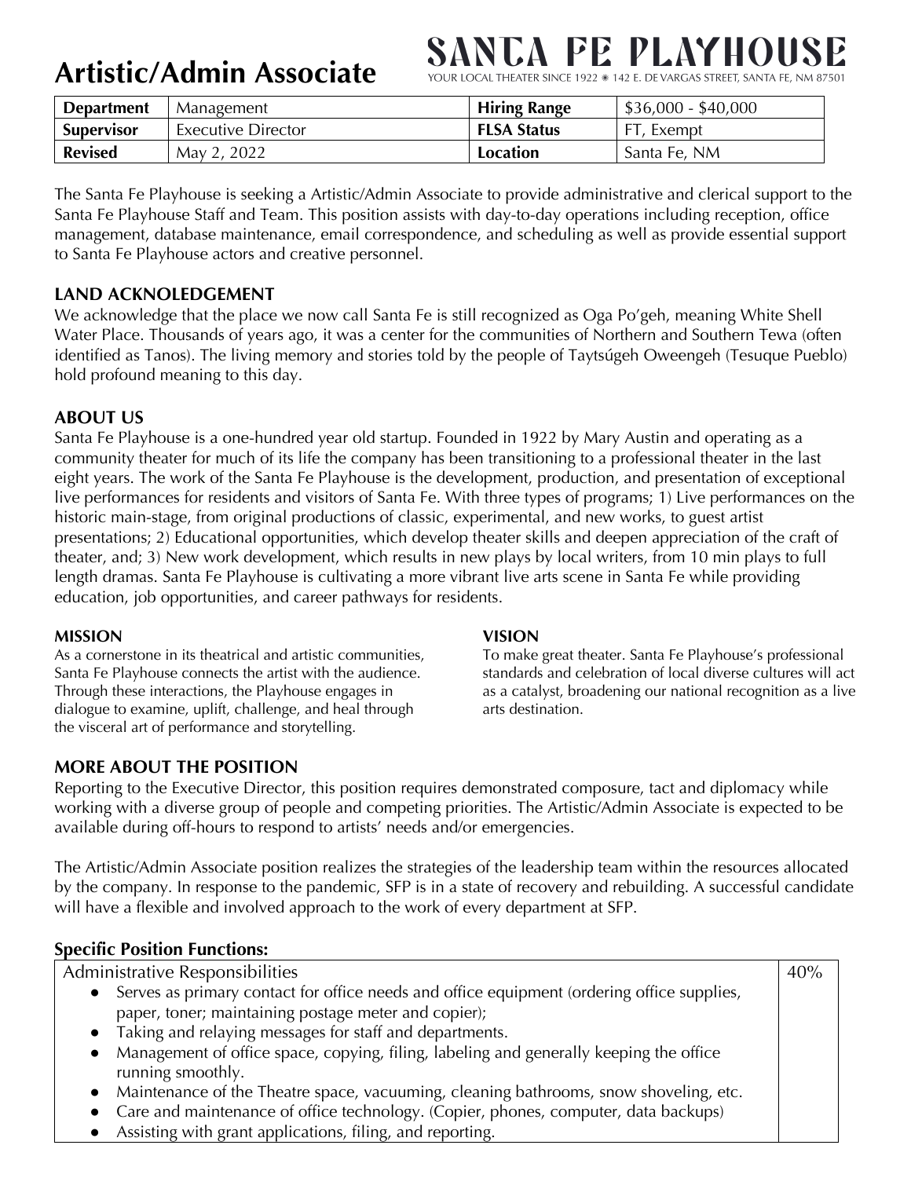# Artistic/Admin Associate

**SANTA FE PLAYHOUSE**
YOUR LOCAL THEATER SINCE 1922 ✷ 142 E. DE VARGAS STREET, SANTA FE, NM 87501

| **Department** | Management | **Hiring Range** | $36,000 - $40,000 |
|---|---|---|---|
| **Supervisor** | Executive Director | **FLSA Status** | FT, Exempt |
| **Revised** | May 2, 2022 | **Location** | Santa Fe, NM |

The Santa Fe Playhouse is seeking a Artistic/Admin Associate to provide administrative and clerical support to the Santa Fe Playhouse Staff and Team. This position assists with day-to-day operations including reception, office management, database maintenance, email correspondence, and scheduling as well as provide essential support to Santa Fe Playhouse actors and creative personnel.

## LAND ACKNOLEDGEMENT

We acknowledge that the place we now call Santa Fe is still recognized as Oga Po'geh, meaning White Shell Water Place. Thousands of years ago, it was a center for the communities of Northern and Southern Tewa (often identified as Tanos). The living memory and stories told by the people of Taytsúgeh Oweengeh (Tesuque Pueblo) hold profound meaning to this day.

## ABOUT US

Santa Fe Playhouse is a one-hundred year old startup. Founded in 1922 by Mary Austin and operating as a community theater for much of its life the company has been transitioning to a professional theater in the last eight years. The work of the Santa Fe Playhouse is the development, production, and presentation of exceptional live performances for residents and visitors of Santa Fe. With three types of programs; 1) Live performances on the historic main-stage, from original productions of classic, experimental, and new works, to guest artist presentations; 2) Educational opportunities, which develop theater skills and deepen appreciation of the craft of theater, and; 3) New work development, which results in new plays by local writers, from 10 min plays to full length dramas. Santa Fe Playhouse is cultivating a more vibrant live arts scene in Santa Fe while providing education, job opportunities, and career pathways for residents.

### MISSION

As a cornerstone in its theatrical and artistic communities, Santa Fe Playhouse connects the artist with the audience. Through these interactions, the Playhouse engages in dialogue to examine, uplift, challenge, and heal through the visceral art of performance and storytelling.

### VISION

To make great theater. Santa Fe Playhouse's professional standards and celebration of local diverse cultures will act as a catalyst, broadening our national recognition as a live arts destination.

## MORE ABOUT THE POSITION

Reporting to the Executive Director, this position requires demonstrated composure, tact and diplomacy while working with a diverse group of people and competing priorities. The Artistic/Admin Associate is expected to be available during off-hours to respond to artists' needs and/or emergencies.

The Artistic/Admin Associate position realizes the strategies of the leadership team within the resources allocated by the company. In response to the pandemic, SFP is in a state of recovery and rebuilding. A successful candidate will have a flexible and involved approach to the work of every department at SFP.

### Specific Position Functions:

| Administrative Responsibilities | 40% |
|---|---|
| • Serves as primary contact for office needs and office equipment (ordering office supplies, paper, toner; maintaining postage meter and copier);<br>• Taking and relaying messages for staff and departments.<br>• Management of office space, copying, filing, labeling and generally keeping the office running smoothly.<br>• Maintenance of the Theatre space, vacuuming, cleaning bathrooms, snow shoveling, etc.<br>• Care and maintenance of office technology. (Copier, phones, computer, data backups)<br>• Assisting with grant applications, filing, and reporting. | |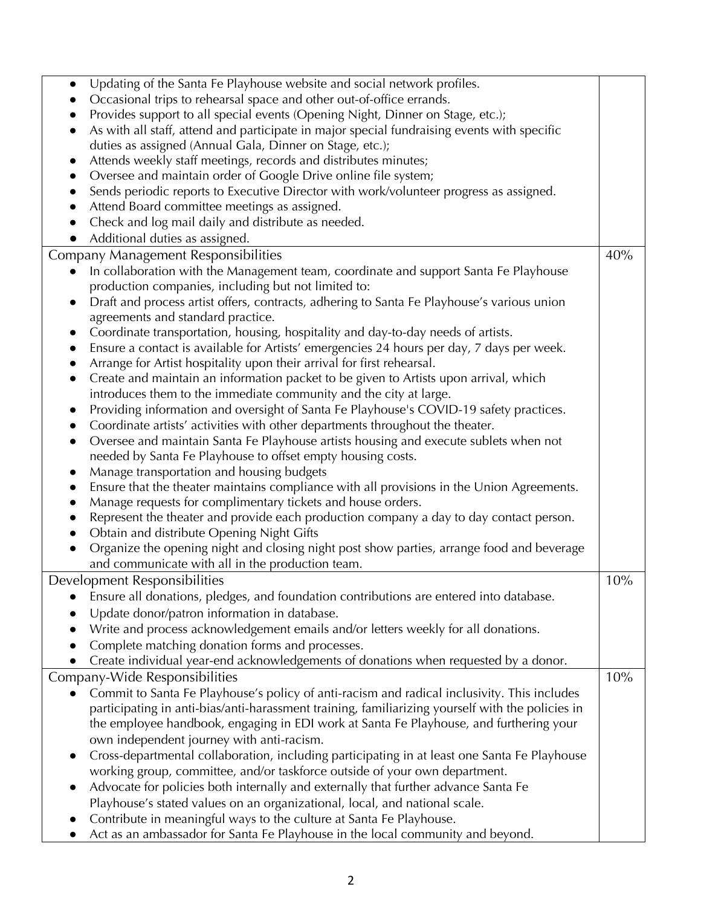| | |
|---|---|
| • Updating of the Santa Fe Playhouse website and social network profiles.<br>• Occasional trips to rehearsal space and other out-of-office errands.<br>• Provides support to all special events (Opening Night, Dinner on Stage, etc.);<br>• As with all staff, attend and participate in major special fundraising events with specific duties as assigned (Annual Gala, Dinner on Stage, etc.);<br>• Attends weekly staff meetings, records and distributes minutes;<br>• Oversee and maintain order of Google Drive online file system;<br>• Sends periodic reports to Executive Director with work/volunteer progress as assigned.<br>• Attend Board committee meetings as assigned.<br>• Check and log mail daily and distribute as needed.<br>• Additional duties as assigned. | |
| Company Management Responsibilities<br>• In collaboration with the Management team, coordinate and support Santa Fe Playhouse production companies, including but not limited to:<br>• Draft and process artist offers, contracts, adhering to Santa Fe Playhouse's various union agreements and standard practice.<br>• Coordinate transportation, housing, hospitality and day-to-day needs of artists.<br>• Ensure a contact is available for Artists' emergencies 24 hours per day, 7 days per week.<br>• Arrange for Artist hospitality upon their arrival for first rehearsal.<br>• Create and maintain an information packet to be given to Artists upon arrival, which introduces them to the immediate community and the city at large.<br>• Providing information and oversight of Santa Fe Playhouse's COVID-19 safety practices.<br>• Coordinate artists' activities with other departments throughout the theater.<br>• Oversee and maintain Santa Fe Playhouse artists housing and execute sublets when not needed by Santa Fe Playhouse to offset empty housing costs.<br>• Manage transportation and housing budgets<br>• Ensure that the theater maintains compliance with all provisions in the Union Agreements.<br>• Manage requests for complimentary tickets and house orders.<br>• Represent the theater and provide each production company a day to day contact person.<br>• Obtain and distribute Opening Night Gifts<br>• Organize the opening night and closing night post show parties, arrange food and beverage and communicate with all in the production team. | 40% |
| Development Responsibilities<br>• Ensure all donations, pledges, and foundation contributions are entered into database.<br>• Update donor/patron information in database.<br>• Write and process acknowledgement emails and/or letters weekly for all donations.<br>• Complete matching donation forms and processes.<br>• Create individual year-end acknowledgements of donations when requested by a donor. | 10% |
| Company-Wide Responsibilities<br>• Commit to Santa Fe Playhouse's policy of anti-racism and radical inclusivity. This includes participating in anti-bias/anti-harassment training, familiarizing yourself with the policies in the employee handbook, engaging in EDI work at Santa Fe Playhouse, and furthering your own independent journey with anti-racism.<br>• Cross-departmental collaboration, including participating in at least one Santa Fe Playhouse working group, committee, and/or taskforce outside of your own department.<br>• Advocate for policies both internally and externally that further advance Santa Fe Playhouse's stated values on an organizational, local, and national scale.<br>• Contribute in meaningful ways to the culture at Santa Fe Playhouse.<br>• Act as an ambassador for Santa Fe Playhouse in the local community and beyond. | 10% |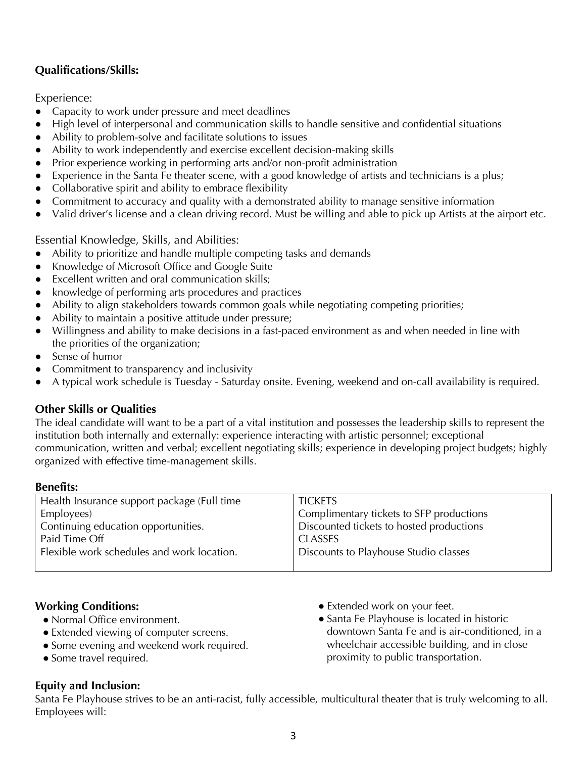**Qualifications/Skills:**

Experience:

- Capacity to work under pressure and meet deadlines
- High level of interpersonal and communication skills to handle sensitive and confidential situations
- Ability to problem-solve and facilitate solutions to issues
- Ability to work independently and exercise excellent decision-making skills
- Prior experience working in performing arts and/or non-profit administration
- Experience in the Santa Fe theater scene, with a good knowledge of artists and technicians is a plus;
- Collaborative spirit and ability to embrace flexibility
- Commitment to accuracy and quality with a demonstrated ability to manage sensitive information
- Valid driver's license and a clean driving record. Must be willing and able to pick up Artists at the airport etc.

Essential Knowledge, Skills, and Abilities:

- Ability to prioritize and handle multiple competing tasks and demands
- Knowledge of Microsoft Office and Google Suite
- Excellent written and oral communication skills;
- knowledge of performing arts procedures and practices
- Ability to align stakeholders towards common goals while negotiating competing priorities;
- Ability to maintain a positive attitude under pressure;
- Willingness and ability to make decisions in a fast-paced environment as and when needed in line with the priorities of the organization;
- Sense of humor
- Commitment to transparency and inclusivity
- A typical work schedule is Tuesday - Saturday onsite. Evening, weekend and on-call availability is required.

**Other Skills or Qualities**

The ideal candidate will want to be a part of a vital institution and possesses the leadership skills to represent the institution both internally and externally: experience interacting with artistic personnel; exceptional communication, written and verbal; excellent negotiating skills; experience in developing project budgets; highly organized with effective time-management skills.

**Benefits:**

| | |
|---|---|
| Health Insurance support package (Full time Employees) | TICKETS |
| Continuing education opportunities. | Complimentary tickets to SFP productions |
| Paid Time Off | Discounted tickets to hosted productions |
| Flexible work schedules and work location. | CLASSES |
| | Discounts to Playhouse Studio classes |

**Working Conditions:**

- Normal Office environment.
- Extended viewing of computer screens.
- Some evening and weekend work required.
- Some travel required.
- Extended work on your feet.
- Santa Fe Playhouse is located in historic downtown Santa Fe and is air-conditioned, in a wheelchair accessible building, and in close proximity to public transportation.

**Equity and Inclusion:**

Santa Fe Playhouse strives to be an anti-racist, fully accessible, multicultural theater that is truly welcoming to all. Employees will: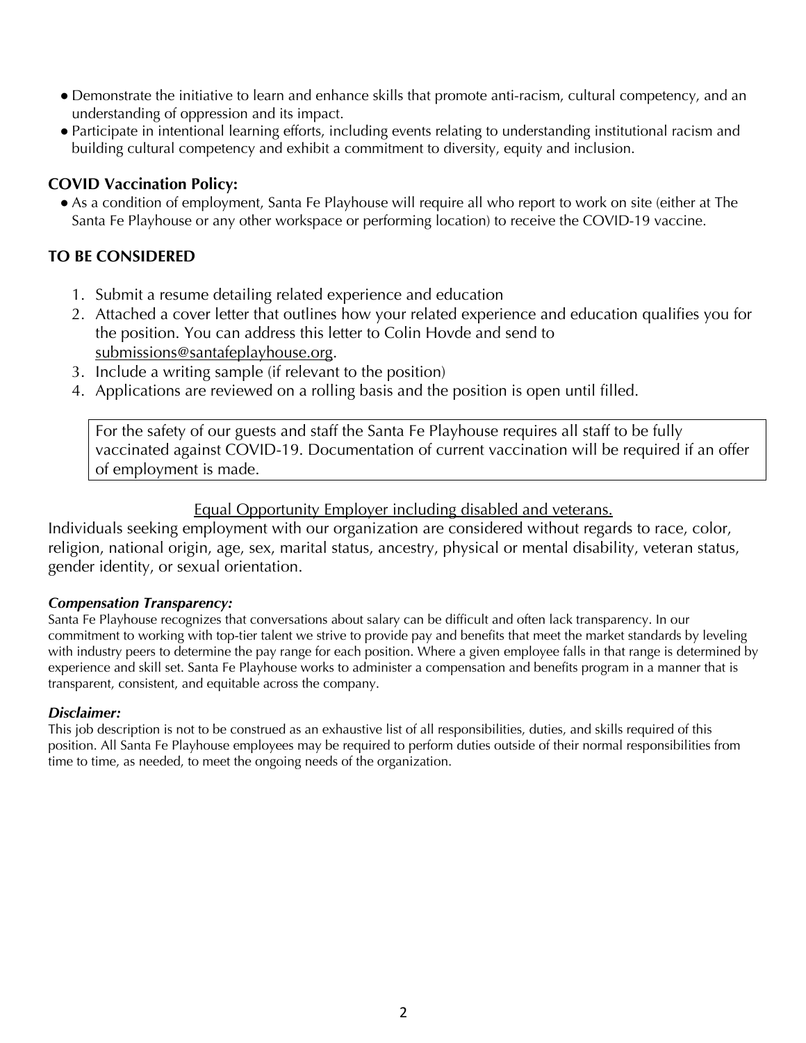- Demonstrate the initiative to learn and enhance skills that promote anti-racism, cultural competency, and an understanding of oppression and its impact.
- Participate in intentional learning efforts, including events relating to understanding institutional racism and building cultural competency and exhibit a commitment to diversity, equity and inclusion.

### COVID Vaccination Policy:

- As a condition of employment, Santa Fe Playhouse will require all who report to work on site (either at The Santa Fe Playhouse or any other workspace or performing location) to receive the COVID-19 vaccine.

### TO BE CONSIDERED

1. Submit a resume detailing related experience and education
2. Attached a cover letter that outlines how your related experience and education qualifies you for the position. You can address this letter to Colin Hovde and send to submissions@santafeplayhouse.org.
3. Include a writing sample (if relevant to the position)
4. Applications are reviewed on a rolling basis and the position is open until filled.

For the safety of our guests and staff the Santa Fe Playhouse requires all staff to be fully vaccinated against COVID-19. Documentation of current vaccination will be required if an offer of employment is made.

Equal Opportunity Employer including disabled and veterans.

Individuals seeking employment with our organization are considered without regards to race, color, religion, national origin, age, sex, marital status, ancestry, physical or mental disability, veteran status, gender identity, or sexual orientation.

***Compensation Transparency:***

Santa Fe Playhouse recognizes that conversations about salary can be difficult and often lack transparency. In our commitment to working with top-tier talent we strive to provide pay and benefits that meet the market standards by leveling with industry peers to determine the pay range for each position. Where a given employee falls in that range is determined by experience and skill set. Santa Fe Playhouse works to administer a compensation and benefits program in a manner that is transparent, consistent, and equitable across the company.

***Disclaimer:***

This job description is not to be construed as an exhaustive list of all responsibilities, duties, and skills required of this position. All Santa Fe Playhouse employees may be required to perform duties outside of their normal responsibilities from time to time, as needed, to meet the ongoing needs of the organization.